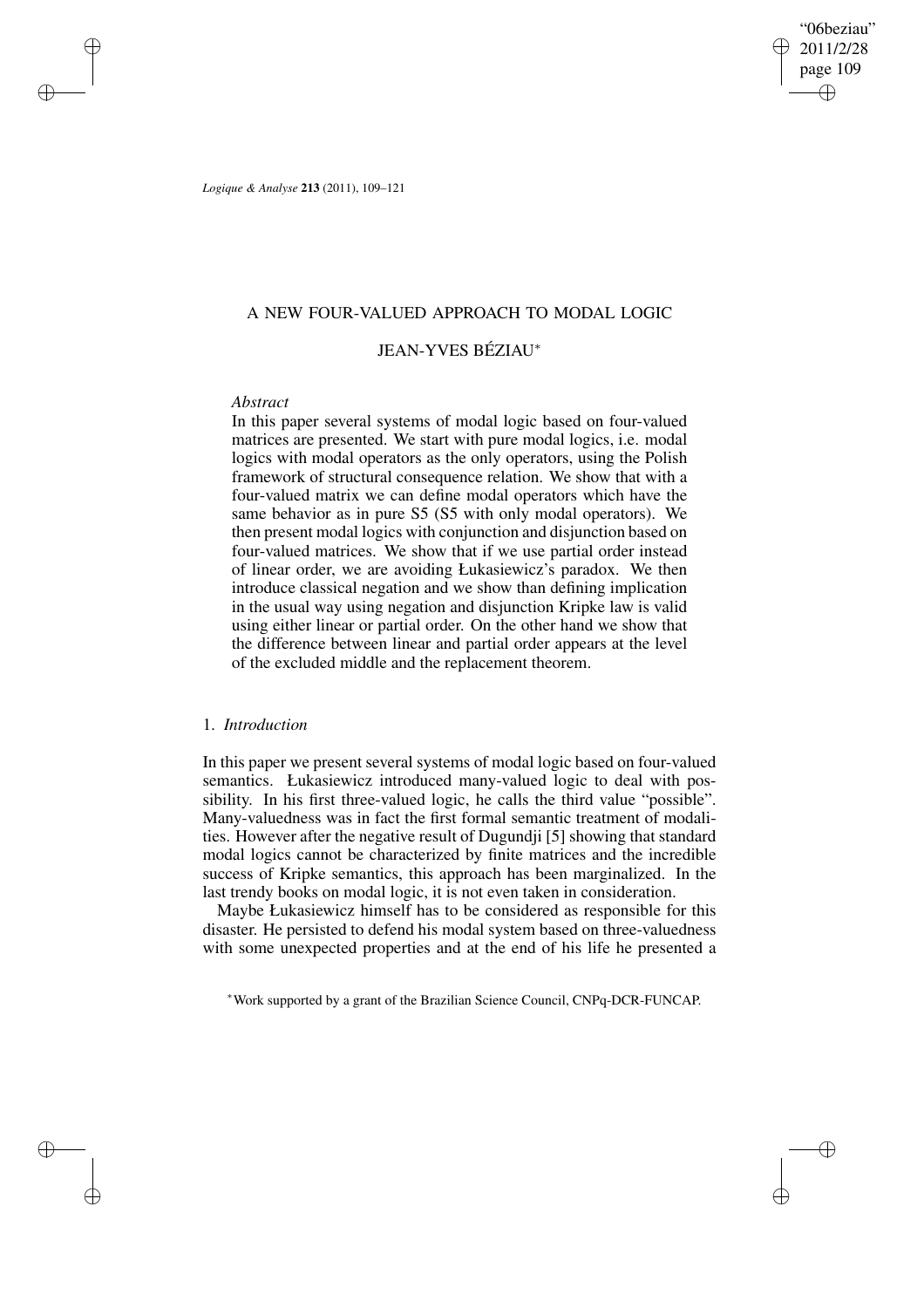# A NEW FOUR-VALUED APPROACH TO MODAL LOGIC

## JEAN-YVES BÉZIAU*

*Abstract*

In this paper several systems of modal logic based on four-valued matrices are presented. We start with pure modal logics, i.e. modal logics with modal operators as the only operators, using the Polish framework of structural consequence relation. We show that with a four-valued matrix we can define modal operators which have the same behavior as in pure S5 (S5 with only modal operators). We then present modal logics with conjunction and disjunction based on four-valued matrices. We show that if we use partial order instead of linear order, we are avoiding Łukasiewicz's paradox. We then introduce classical negation and we show than defining implication in the usual way using negation and disjunction Kripke law is valid using either linear or partial order. On the other hand we show that the difference between linear and partial order appears at the level of the excluded middle and the replacement theorem.

## 1. *Introduction*

In this paper we present several systems of modal logic based on four-valued semantics. Łukasiewicz introduced many-valued logic to deal with possibility. In his first three-valued logic, he calls the third value "possible". Many-valuedness was in fact the first formal semantic treatment of modalities. However after the negative result of Dugundji [5] showing that standard modal logics cannot be characterized by finite matrices and the incredible success of Kripke semantics, this approach has been marginalized. In the last trendy books on modal logic, it is not even taken in consideration.

Maybe Łukasiewicz himself has to be considered as responsible for this disaster. He persisted to defend his modal system based on three-valuedness with some unexpected properties and at the end of his life he presented a

*Work supported by a grant of the Brazilian Science Council, CNPq-DCR-FUNCAP.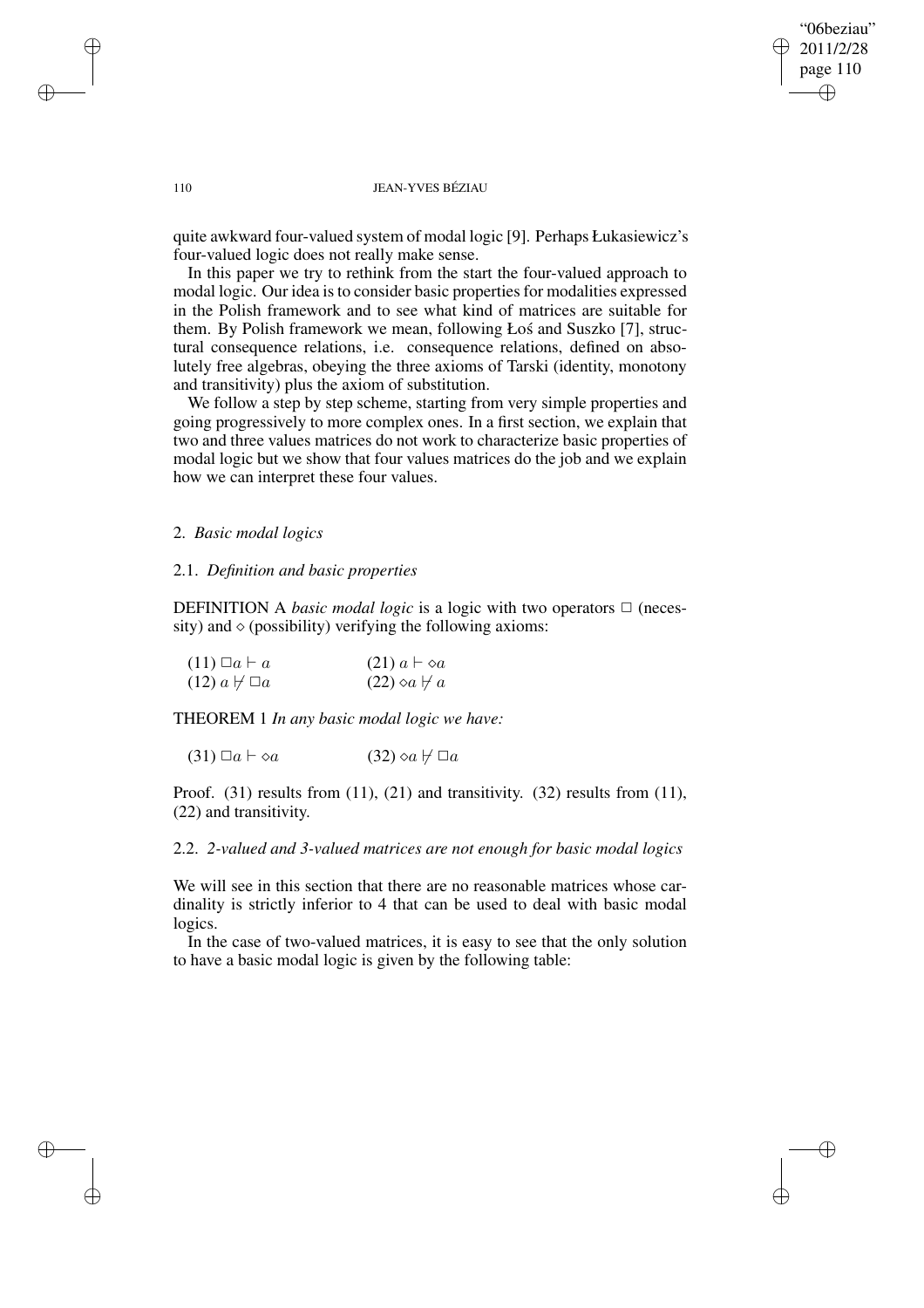quite awkward four-valued system of modal logic [9]. Perhaps Łukasiewicz's four-valued logic does not really make sense.

In this paper we try to rethink from the start the four-valued approach to modal logic. Our idea is to consider basic properties for modalities expressed in the Polish framework and to see what kind of matrices are suitable for them. By Polish framework we mean, following Łoś and Suszko [7], structural consequence relations, i.e. consequence relations, defined on absolutely free algebras, obeying the three axioms of Tarski (identity, monotony and transitivity) plus the axiom of substitution.

We follow a step by step scheme, starting from very simple properties and going progressively to more complex ones. In a first section, we explain that two and three values matrices do not work to characterize basic properties of modal logic but we show that four values matrices do the job and we explain how we can interpret these four values.

## 2. *Basic modal logics*

### 2.1. *Definition and basic properties*

DEFINITION A *basic modal logic* is a logic with two operators $\Box$ (necessity) and $\diamond$ (possibility) verifying the following axioms:

(11) $\Box a \vdash a$ (21) $a \vdash \diamond a$
(12) $a \nvdash \Box a$ (22) $\diamond a \nvdash a$

THEOREM 1 *In any basic modal logic we have:*

(31) $\Box a \vdash \diamond a$ (32) $\diamond a \nvdash \Box a$

Proof. (31) results from (11), (21) and transitivity. (32) results from (11), (22) and transitivity.

### 2.2. *2-valued and 3-valued matrices are not enough for basic modal logics*

We will see in this section that there are no reasonable matrices whose cardinality is strictly inferior to 4 that can be used to deal with basic modal logics.

In the case of two-valued matrices, it is easy to see that the only solution to have a basic modal logic is given by the following table: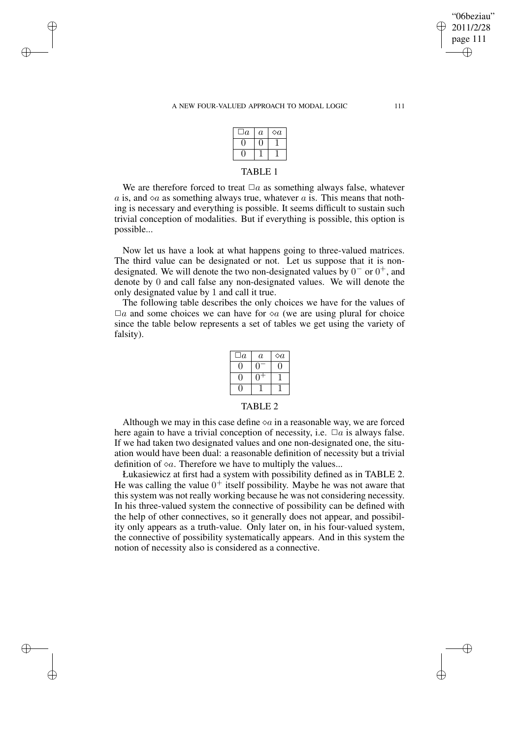| $\Box a$ | $a$ | $\Diamond a$ |
|---|---|---|
| 0 | 0 | 1 |
| 0 | 1 | 1 |

TABLE 1

We are therefore forced to treat $\Box a$ as something always false, whatever $a$ is, and $\Diamond a$ as something always true, whatever $a$ is. This means that nothing is necessary and everything is possible. It seems difficult to sustain such trivial conception of modalities. But if everything is possible, this option is possible...

Now let us have a look at what happens going to three-valued matrices. The third value can be designated or not. Let us suppose that it is non-designated. We will denote the two non-designated values by $0^-$ or $0^+$, and denote by 0 and call false any non-designated values. We will denote the only designated value by 1 and call it true.

The following table describes the only choices we have for the values of $\Box a$ and some choices we can have for $\Diamond a$ (we are using plural for choice since the table below represents a set of tables we get using the variety of falsity).

| $\Box a$ | $a$ | $\Diamond a$ |
|---|---|---|
| 0 | $0^-$ | 0 |
| 0 | $0^+$ | 1 |
| 0 | 1 | 1 |

TABLE 2

Although we may in this case define $\Diamond a$ in a reasonable way, we are forced here again to have a trivial conception of necessity, i.e. $\Box a$ is always false. If we had taken two designated values and one non-designated one, the situation would have been dual: a reasonable definition of necessity but a trivial definition of $\Diamond a$. Therefore we have to multiply the values...

Łukasiewicz at first had a system with possibility defined as in TABLE 2. He was calling the value $0^+$ itself possibility. Maybe he was not aware that this system was not really working because he was not considering necessity. In his three-valued system the connective of possibility can be defined with the help of other connectives, so it generally does not appear, and possibility only appears as a truth-value. Only later on, in his four-valued system, the connective of possibility systematically appears. And in this system the notion of necessity also is considered as a connective.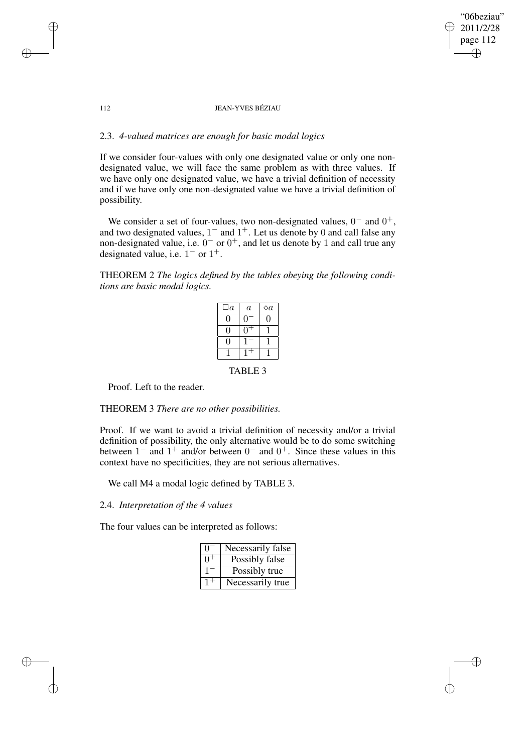### 2.3. *4-valued matrices are enough for basic modal logics*

If we consider four-values with only one designated value or only one non-designated value, we will face the same problem as with three values. If we have only one designated value, we have a trivial definition of necessity and if we have only one non-designated value we have a trivial definition of possibility.

We consider a set of four-values, two non-designated values, $0^-$ and $0^+$, and two designated values, $1^-$ and $1^+$. Let us denote by $0$ and call false any non-designated value, i.e. $0^-$ or $0^+$, and let us denote by $1$ and call true any designated value, i.e. $1^-$ or $1^+$.

THEOREM 2 *The logics defined by the tables obeying the following conditions are basic modal logics.*

| $\Box a$ | $a$ | $\Diamond a$ |
|---|---|---|
| $0$ | $0^-$ | $0$ |
| $0$ | $0^+$ | $1$ |
| $0$ | $1^-$ | $1$ |
| $1$ | $1^+$ | $1$ |

TABLE 3

Proof. Left to the reader.

THEOREM 3 *There are no other possibilities.*

Proof. If we want to avoid a trivial definition of necessity and/or a trivial definition of possibility, the only alternative would be to do some switching between $1^-$ and $1^+$ and/or between $0^-$ and $0^+$. Since these values in this context have no specificities, they are not serious alternatives.

We call M4 a modal logic defined by TABLE 3.

### 2.4. *Interpretation of the 4 values*

The four values can be interpreted as follows:

| | |
|---|---|
| $0^-$ | Necessarily false |
| $0^+$ | Possibly false |
| $1^-$ | Possibly true |
| $1^+$ | Necessarily true |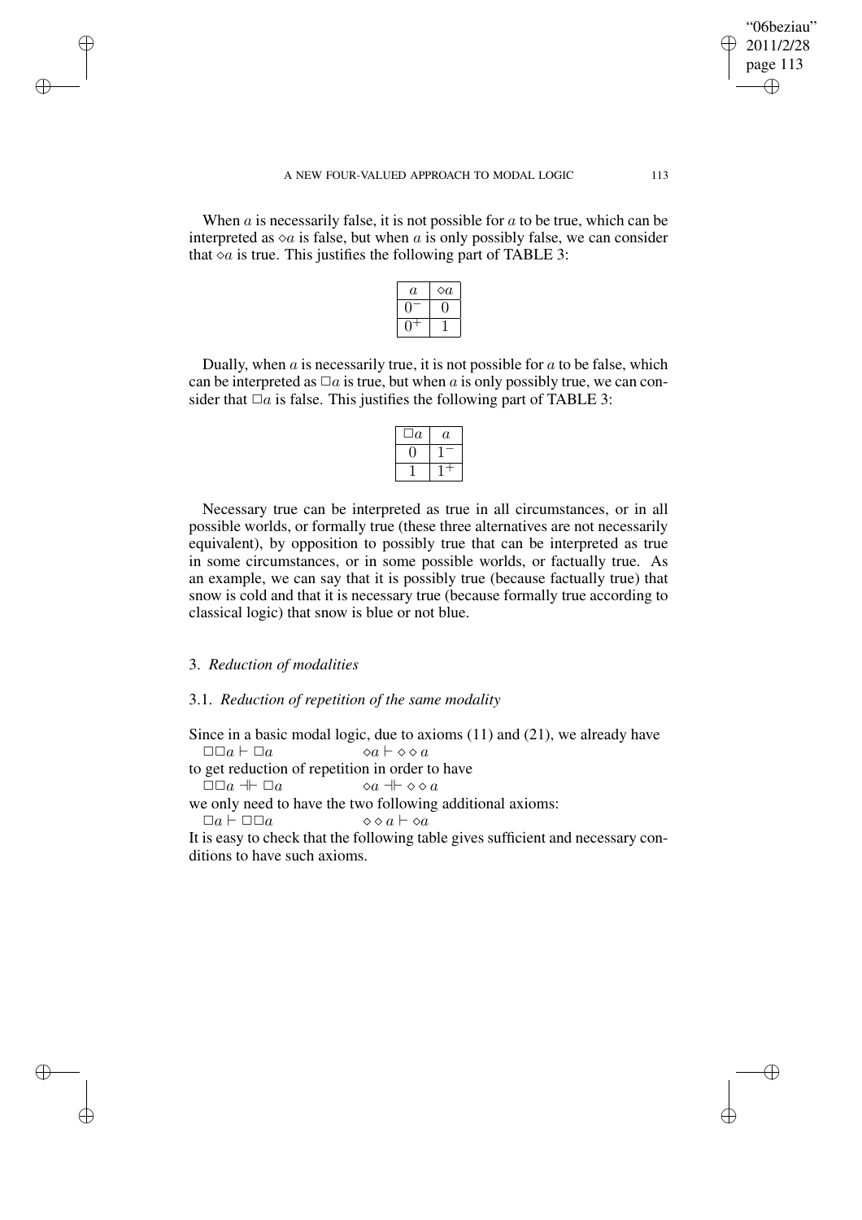When $a$ is necessarily false, it is not possible for $a$ to be true, which can be interpreted as $\diamond a$ is false, but when $a$ is only possibly false, we can consider that $\diamond a$ is true. This justifies the following part of TABLE 3:

| $a$ | $\diamond a$ |
|---|---|
| $0^-$ | $0$ |
| $0^+$ | $1$ |

Dually, when $a$ is necessarily true, it is not possible for $a$ to be false, which can be interpreted as $\Box a$ is true, but when $a$ is only possibly true, we can consider that $\Box a$ is false. This justifies the following part of TABLE 3:

| $\Box a$ | $a$ |
|---|---|
| $0$ | $1^-$ |
| $1$ | $1^+$ |

Necessary true can be interpreted as true in all circumstances, or in all possible worlds, or formally true (these three alternatives are not necessarily equivalent), by opposition to possibly true that can be interpreted as true in some circumstances, or in some possible worlds, or factually true. As an example, we can say that it is possibly true (because factually true) that snow is cold and that it is necessary true (because formally true according to classical logic) that snow is blue or not blue.

## 3. *Reduction of modalities*

### 3.1. *Reduction of repetition of the same modality*

Since in a basic modal logic, due to axioms (11) and (21), we already have

$\Box\Box a \vdash \Box a \qquad \diamond a \vdash \diamond\diamond a$

to get reduction of repetition in order to have

$\Box\Box a \dashv\vdash \Box a \qquad \diamond a \dashv\vdash \diamond\diamond a$

we only need to have the two following additional axioms:

$\Box a \vdash \Box\Box a \qquad \diamond\diamond a \vdash \diamond a$

It is easy to check that the following table gives sufficient and necessary conditions to have such axioms.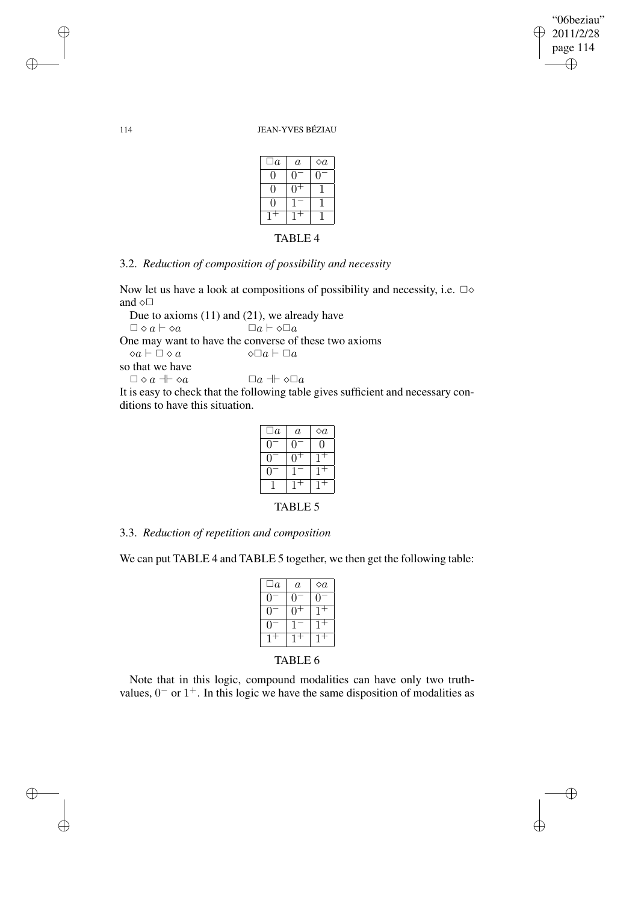| $\Box a$ | $a$ | $\Diamond a$ |
|---|---|---|
| $0$ | $0^-$ | $0^-$ |
| $0$ | $0^+$ | $1$ |
| $0$ | $1^-$ | $1$ |
| $1^+$ | $1^+$ | $1$ |

TABLE 4

### 3.2. *Reduction of composition of possibility and necessity*

Now let us have a look at compositions of possibility and necessity, i.e. $\Box\Diamond$ and $\Diamond\Box$

Due to axioms (11) and (21), we already have

$\Box \Diamond a \vdash \Diamond a$ $\qquad\qquad$ $\Box a \vdash \Diamond\Box a$

One may want to have the converse of these two axioms

$\Diamond a \vdash \Box \Diamond a$ $\qquad\qquad$ $\Diamond\Box a \vdash \Box a$

so that we have

$\Box \Diamond a \dashv\vdash \Diamond a$ $\qquad\qquad$ $\Box a \dashv\vdash \Diamond\Box a$

It is easy to check that the following table gives sufficient and necessary conditions to have this situation.

| $\Box a$ | $a$ | $\Diamond a$ |
|---|---|---|
| $0^-$ | $0^-$ | $0$ |
| $0^-$ | $0^+$ | $1^+$ |
| $0^-$ | $1^-$ | $1^+$ |
| $1$ | $1^+$ | $1^+$ |

TABLE 5

### 3.3. *Reduction of repetition and composition*

We can put TABLE 4 and TABLE 5 together, we then get the following table:

| $\Box a$ | $a$ | $\Diamond a$ |
|---|---|---|
| $0^-$ | $0^-$ | $0^-$ |
| $0^-$ | $0^+$ | $1^+$ |
| $0^-$ | $1^-$ | $1^+$ |
| $1^+$ | $1^+$ | $1^+$ |

TABLE 6

Note that in this logic, compound modalities can have only two truth-values, $0^-$ or $1^+$. In this logic we have the same disposition of modalities as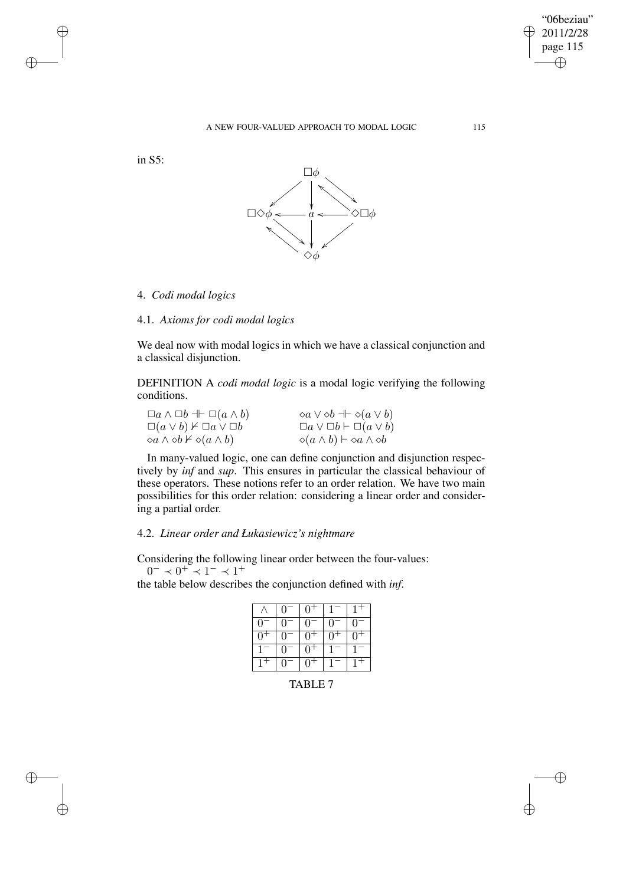in S5:

## 4. *Codi modal logics*

### 4.1. *Axioms for codi modal logics*

We deal now with modal logics in which we have a classical conjunction and a classical disjunction.

DEFINITION A *codi modal logic* is a modal logic verifying the following conditions.

| | |
|---|---|
| $\Box a \wedge \Box b \dashv\vdash \Box(a \wedge b)$ | $\diamond a \vee \diamond b \dashv\vdash \diamond(a \vee b)$ |
| $\Box(a \vee b) \nvdash \Box a \vee \Box b$ | $\Box a \vee \Box b \vdash \Box(a \vee b)$ |
| $\diamond a \wedge \diamond b \nvdash \diamond(a \wedge b)$ | $\diamond(a \wedge b) \vdash \diamond a \wedge \diamond b$ |

In many-valued logic, one can define conjunction and disjunction respectively by *inf* and *sup*. This ensures in particular the classical behaviour of these operators. These notions refer to an order relation. We have two main possibilities for this order relation: considering a linear order and considering a partial order.

### 4.2. *Linear order and Łukasiewicz's nightmare*

Considering the following linear order between the four-values:

$0^- \prec 0^+ \prec 1^- \prec 1^+$

the table below describes the conjunction defined with *inf*.

| $\wedge$ | $0^-$ | $0^+$ | $1^-$ | $1^+$ |
|---|---|---|---|---|
| $0^-$ | $0^-$ | $0^-$ | $0^-$ | $0^-$ |
| $0^+$ | $0^-$ | $0^+$ | $0^+$ | $0^+$ |
| $1^-$ | $0^-$ | $0^+$ | $1^-$ | $1^-$ |
| $1^+$ | $0^-$ | $0^+$ | $1^-$ | $1^+$ |

TABLE 7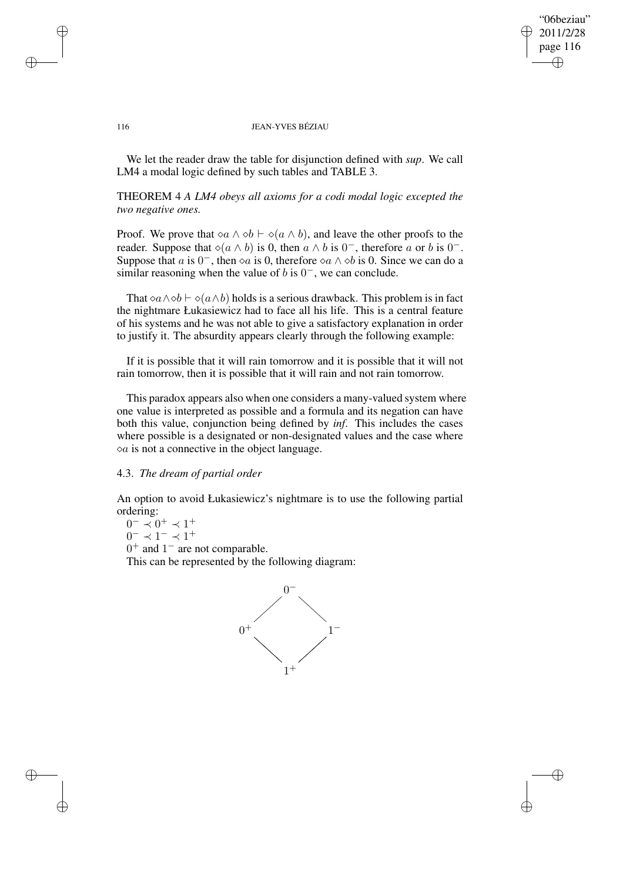We let the reader draw the table for disjunction defined with *sup*. We call LM4 a modal logic defined by such tables and TABLE 3.

THEOREM 4 *A LM4 obeys all axioms for a codi modal logic excepted the two negative ones.*

Proof. We prove that $\diamond a \wedge \diamond b \vdash \diamond(a \wedge b)$, and leave the other proofs to the reader. Suppose that $\diamond(a \wedge b)$ is 0, then $a \wedge b$ is $0^-$, therefore $a$ or $b$ is $0^-$. Suppose that $a$ is $0^-$, then $\diamond a$ is 0, therefore $\diamond a \wedge \diamond b$ is 0. Since we can do a similar reasoning when the value of $b$ is $0^-$, we can conclude.

That $\diamond a \wedge \diamond b \vdash \diamond(a \wedge b)$ holds is a serious drawback. This problem is in fact the nightmare Łukasiewicz had to face all his life. This is a central feature of his systems and he was not able to give a satisfactory explanation in order to justify it. The absurdity appears clearly through the following example:

If it is possible that it will rain tomorrow and it is possible that it will not rain tomorrow, then it is possible that it will rain and not rain tomorrow.

This paradox appears also when one considers a many-valued system where one value is interpreted as possible and a formula and its negation can have both this value, conjunction being defined by *inf*. This includes the cases where possible is a designated or non-designated values and the case where $\diamond a$ is not a connective in the object language.

### 4.3. *The dream of partial order*

An option to avoid Łukasiewicz's nightmare is to use the following partial ordering:

$0^- \prec 0^+ \prec 1^+$
$0^- \prec 1^- \prec 1^+$
$0^+$ and $1^-$ are not comparable.

This can be represented by the following diagram:

```
        0⁻
       /  \
     0⁺    1⁻
       \  /
        1⁺
```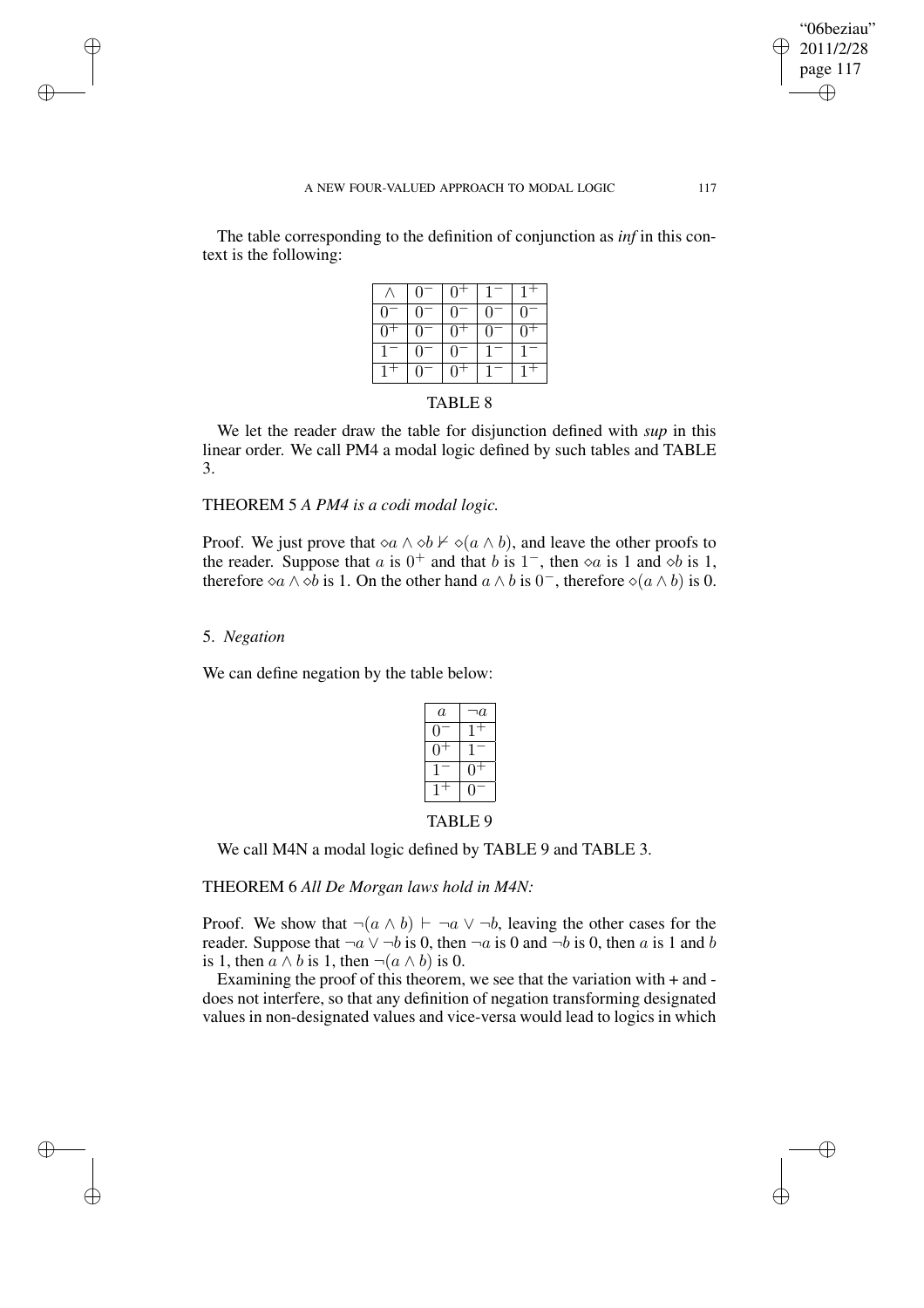The table corresponding to the definition of conjunction as *inf* in this context is the following:

| $\wedge$ | $0^-$ | $0^+$ | $1^-$ | $1^+$ |
|---|---|---|---|---|
| $0^-$ | $0^-$ | $0^-$ | $0^-$ | $0^-$ |
| $0^+$ | $0^-$ | $0^+$ | $0^-$ | $0^+$ |
| $1^-$ | $0^-$ | $0^-$ | $1^-$ | $1^-$ |
| $1^+$ | $0^-$ | $0^+$ | $1^-$ | $1^+$ |

TABLE 8

We let the reader draw the table for disjunction defined with *sup* in this linear order. We call PM4 a modal logic defined by such tables and TABLE 3.

THEOREM 5 *A PM4 is a codi modal logic.*

Proof. We just prove that $\diamond a \wedge \diamond b \nvdash \diamond(a \wedge b)$, and leave the other proofs to the reader. Suppose that $a$ is $0^+$ and that $b$ is $1^-$, then $\diamond a$ is 1 and $\diamond b$ is 1, therefore $\diamond a \wedge \diamond b$ is 1. On the other hand $a \wedge b$ is $0^-$, therefore $\diamond(a \wedge b)$ is 0.

## 5. *Negation*

We can define negation by the table below:

| $a$ | $\neg a$ |
|---|---|
| $0^-$ | $1^+$ |
| $0^+$ | $1^-$ |
| $1^-$ | $0^+$ |
| $1^+$ | $0^-$ |

TABLE 9

We call M4N a modal logic defined by TABLE 9 and TABLE 3.

THEOREM 6 *All De Morgan laws hold in M4N:*

Proof. We show that $\neg(a \wedge b) \vdash \neg a \vee \neg b$, leaving the other cases for the reader. Suppose that $\neg a \vee \neg b$ is 0, then $\neg a$ is 0 and $\neg b$ is 0, then $a$ is 1 and $b$ is 1, then $a \wedge b$ is 1, then $\neg(a \wedge b)$ is 0.

Examining the proof of this theorem, we see that the variation with + and - does not interfere, so that any definition of negation transforming designated values in non-designated values and vice-versa would lead to logics in which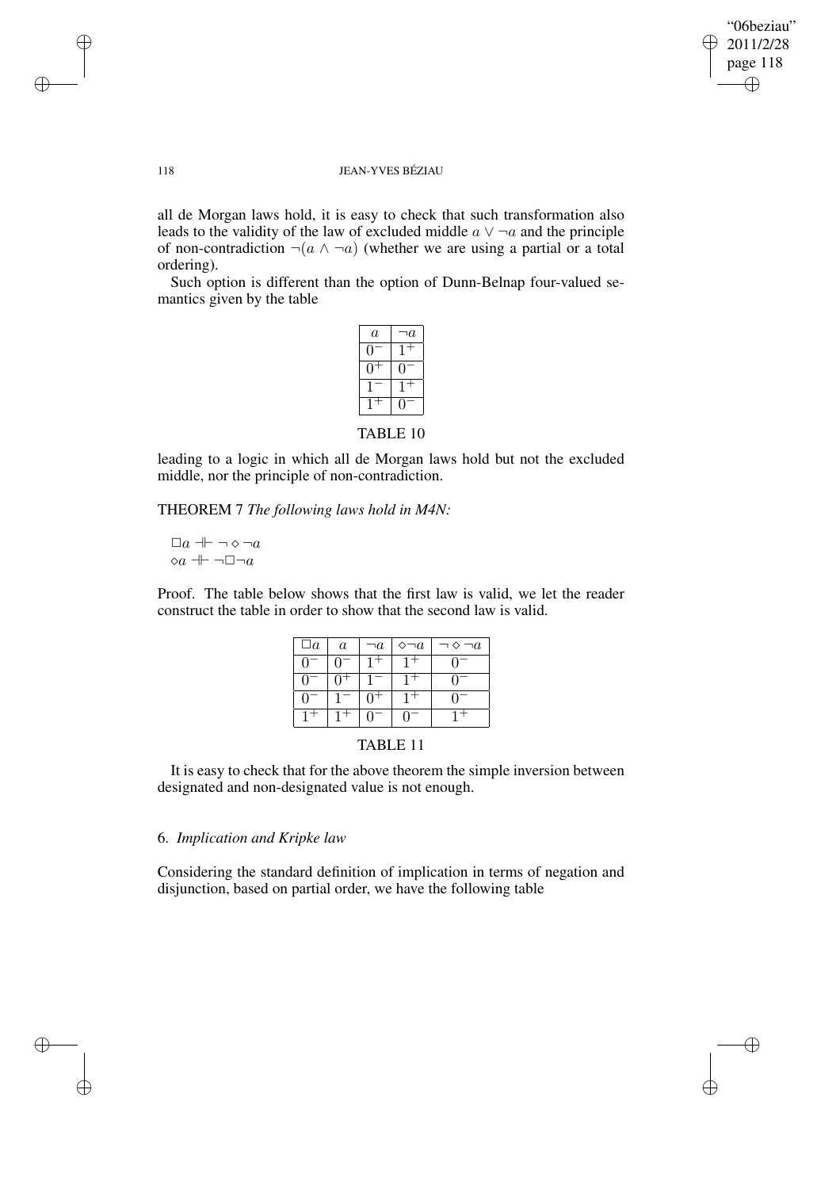all de Morgan laws hold, it is easy to check that such transformation also leads to the validity of the law of excluded middle $a \vee \neg a$ and the principle of non-contradiction $\neg(a \wedge \neg a)$ (whether we are using a partial or a total ordering).

Such option is different than the option of Dunn-Belnap four-valued semantics given by the table

| $a$ | $\neg a$ |
|---|---|
| $0^-$ | $1^+$ |
| $0^+$ | $0^-$ |
| $1^-$ | $1^+$ |
| $1^+$ | $0^-$ |

TABLE 10

leading to a logic in which all de Morgan laws hold but not the excluded middle, nor the principle of non-contradiction.

THEOREM 7 *The following laws hold in M4N:*

$\Box a \dashv\vdash \neg \diamond \neg a$
$\diamond a \dashv\vdash \neg \Box \neg a$

Proof. The table below shows that the first law is valid, we let the reader construct the table in order to show that the second law is valid.

| $\Box a$ | $a$ | $\neg a$ | $\diamond \neg a$ | $\neg \diamond \neg a$ |
|---|---|---|---|---|
| $0^-$ | $0^-$ | $1^+$ | $1^+$ | $0^-$ |
| $0^-$ | $0^+$ | $1^-$ | $1^+$ | $0^-$ |
| $0^-$ | $1^-$ | $0^+$ | $1^+$ | $0^-$ |
| $1^+$ | $1^+$ | $0^-$ | $0^-$ | $1^+$ |

TABLE 11

It is easy to check that for the above theorem the simple inversion between designated and non-designated value is not enough.

## 6. *Implication and Kripke law*

Considering the standard definition of implication in terms of negation and disjunction, based on partial order, we have the following table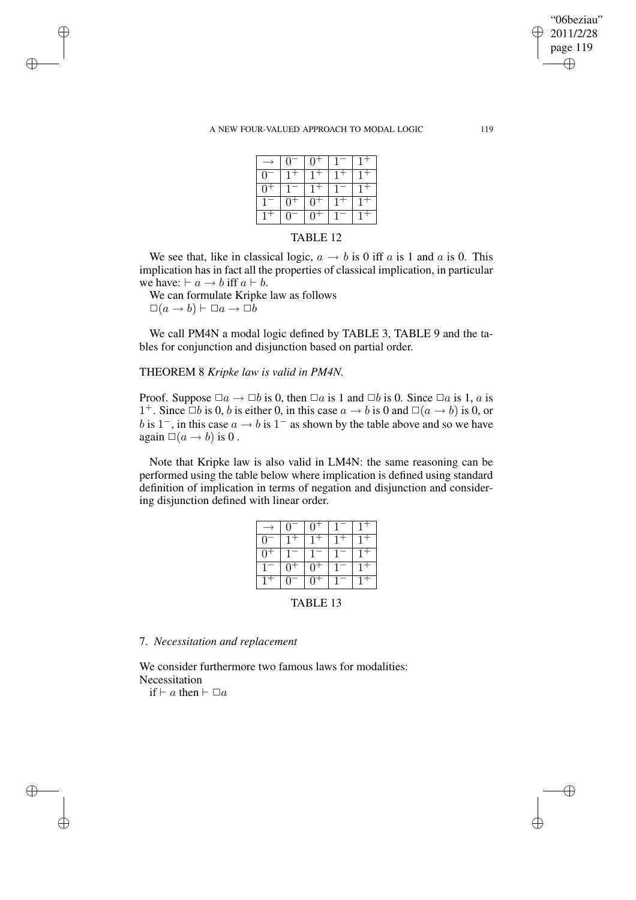| $\rightarrow$ | $0^-$ | $0^+$ | $1^-$ | $1^+$ |
|---|---|---|---|---|
| $0^-$ | $1^+$ | $1^+$ | $1^+$ | $1^+$ |
| $0^+$ | $1^-$ | $1^+$ | $1^-$ | $1^+$ |
| $1^-$ | $0^+$ | $0^+$ | $1^+$ | $1^+$ |
| $1^+$ | $0^-$ | $0^+$ | $1^-$ | $1^+$ |

TABLE 12

We see that, like in classical logic, $a \rightarrow b$ is 0 iff $a$ is 1 and $a$ is 0. This implication has in fact all the properties of classical implication, in particular we have: $\vdash a \rightarrow b$ iff $a \vdash b$.

We can formulate Kripke law as follows
$\Box(a \rightarrow b) \vdash \Box a \rightarrow \Box b$

We call PM4N a modal logic defined by TABLE 3, TABLE 9 and the tables for conjunction and disjunction based on partial order.

THEOREM 8 *Kripke law is valid in PM4N.*

Proof. Suppose $\Box a \rightarrow \Box b$ is 0, then $\Box a$ is 1 and $\Box b$ is 0. Since $\Box a$ is 1, $a$ is $1^+$. Since $\Box b$ is 0, $b$ is either 0, in this case $a \rightarrow b$ is 0 and $\Box(a \rightarrow b)$ is 0, or $b$ is $1^-$, in this case $a \rightarrow b$ is $1^-$ as shown by the table above and so we have again $\Box(a \rightarrow b)$ is 0 .

Note that Kripke law is also valid in LM4N: the same reasoning can be performed using the table below where implication is defined using standard definition of implication in terms of negation and disjunction and considering disjunction defined with linear order.

| $\rightarrow$ | $0^-$ | $0^+$ | $1^-$ | $1^+$ |
|---|---|---|---|---|
| $0^-$ | $1^+$ | $1^+$ | $1^+$ | $1^+$ |
| $0^+$ | $1^-$ | $1^-$ | $1^-$ | $1^+$ |
| $1^-$ | $0^+$ | $0^+$ | $1^-$ | $1^+$ |
| $1^+$ | $0^-$ | $0^+$ | $1^-$ | $1^+$ |

TABLE 13

7. *Necessitation and replacement*

We consider furthermore two famous laws for modalities:
Necessitation
if $\vdash a$ then $\vdash \Box a$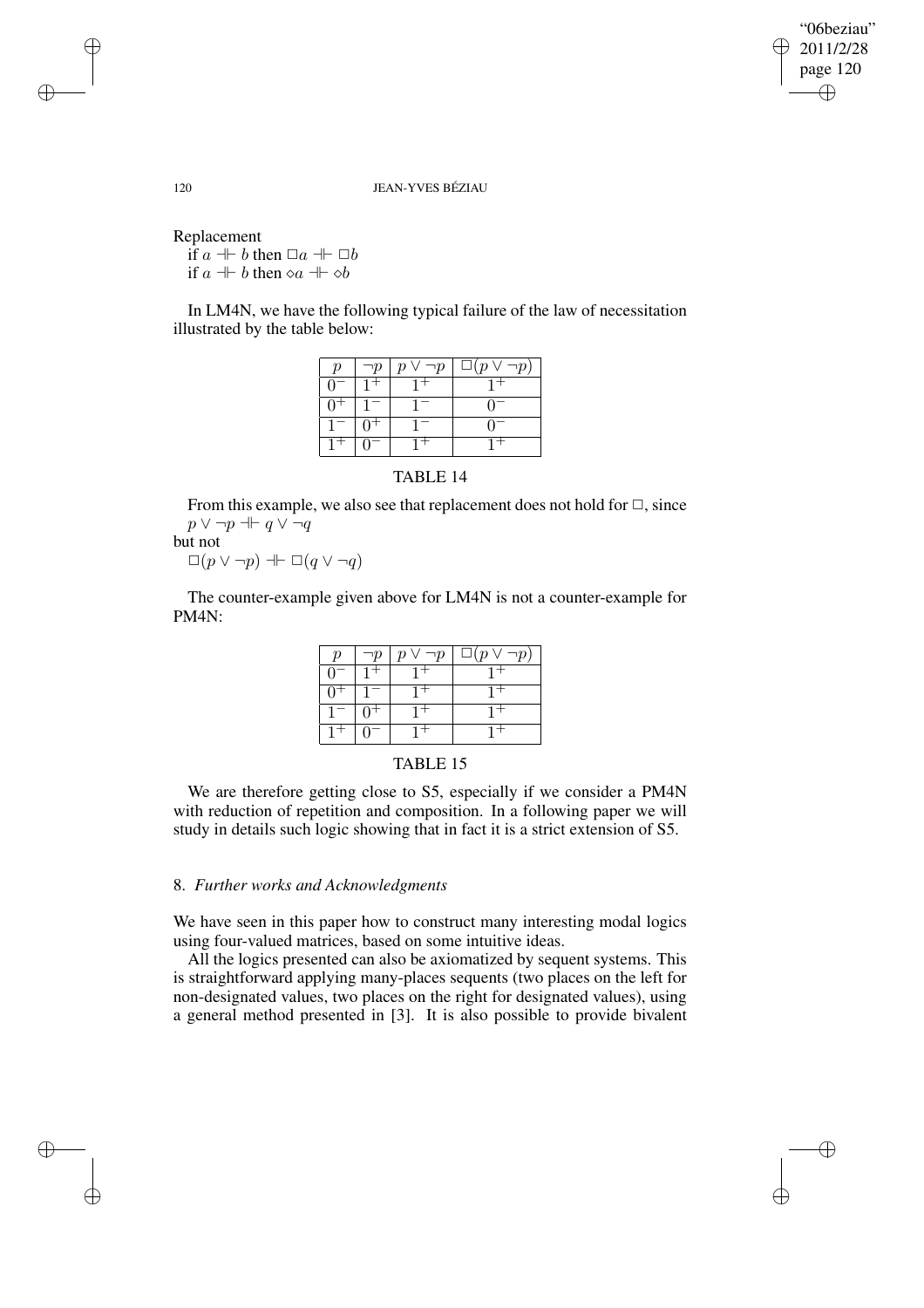Replacement

if $a \dashv\vdash b$ then $\Box a \dashv\vdash \Box b$

if $a \dashv\vdash b$ then $\diamond a \dashv\vdash \diamond b$

In LM4N, we have the following typical failure of the law of necessitation illustrated by the table below:

| $p$ | $\neg p$ | $p \vee \neg p$ | $\Box(p \vee \neg p)$ |
|---|---|---|---|
| $0^-$ | $1^+$ | $1^+$ | $1^+$ |
| $0^+$ | $1^-$ | $1^-$ | $0^-$ |
| $1^-$ | $0^+$ | $1^-$ | $0^-$ |
| $1^+$ | $0^-$ | $1^+$ | $1^+$ |

TABLE 14

From this example, we also see that replacement does not hold for $\Box$, since
$p \vee \neg p \dashv\vdash q \vee \neg q$
but not
$\Box(p \vee \neg p) \dashv\vdash \Box(q \vee \neg q)$

The counter-example given above for LM4N is not a counter-example for PM4N:

| $p$ | $\neg p$ | $p \vee \neg p$ | $\Box(p \vee \neg p)$ |
|---|---|---|---|
| $0^-$ | $1^+$ | $1^+$ | $1^+$ |
| $0^+$ | $1^-$ | $1^+$ | $1^+$ |
| $1^-$ | $0^+$ | $1^+$ | $1^+$ |
| $1^+$ | $0^-$ | $1^+$ | $1^+$ |

TABLE 15

We are therefore getting close to S5, especially if we consider a PM4N with reduction of repetition and composition. In a following paper we will study in details such logic showing that in fact it is a strict extension of S5.

## 8. *Further works and Acknowledgments*

We have seen in this paper how to construct many interesting modal logics using four-valued matrices, based on some intuitive ideas.

All the logics presented can also be axiomatized by sequent systems. This is straightforward applying many-places sequents (two places on the left for non-designated values, two places on the right for designated values), using a general method presented in [3]. It is also possible to provide bivalent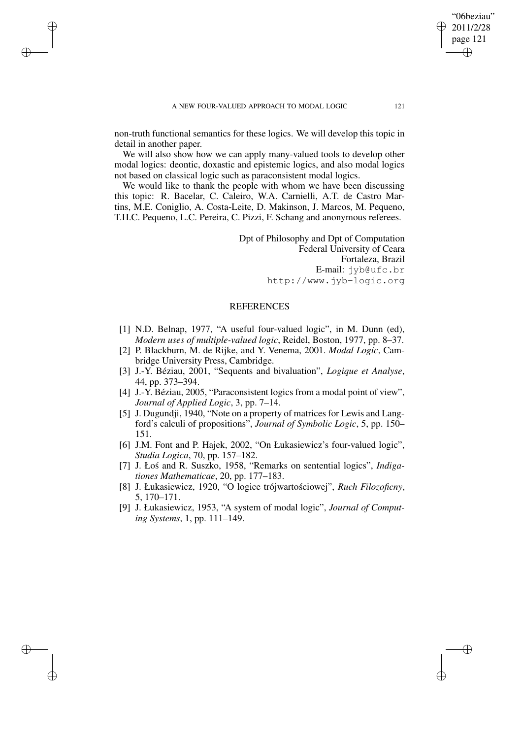non-truth functional semantics for these logics. We will develop this topic in detail in another paper.

We will also show how we can apply many-valued tools to develop other modal logics: deontic, doxastic and epistemic logics, and also modal logics not based on classical logic such as paraconsistent modal logics.

We would like to thank the people with whom we have been discussing this topic: R. Bacelar, C. Caleiro, W.A. Carnielli, A.T. de Castro Martins, M.E. Coniglio, A. Costa-Leite, D. Makinson, J. Marcos, M. Pequeno, T.H.C. Pequeno, L.C. Pereira, C. Pizzi, F. Schang and anonymous referees.

Dpt of Philosophy and Dpt of Computation
Federal University of Ceara
Fortaleza, Brazil
E-mail: jyb@ufc.br
http://www.jyb-logic.org

## REFERENCES

[1] N.D. Belnap, 1977, "A useful four-valued logic", in M. Dunn (ed), *Modern uses of multiple-valued logic*, Reidel, Boston, 1977, pp. 8–37.

[2] P. Blackburn, M. de Rijke, and Y. Venema, 2001. *Modal Logic*, Cambridge University Press, Cambridge.

[3] J.-Y. Béziau, 2001, "Sequents and bivaluation", *Logique et Analyse*, 44, pp. 373–394.

[4] J.-Y. Béziau, 2005, "Paraconsistent logics from a modal point of view", *Journal of Applied Logic*, 3, pp. 7–14.

[5] J. Dugundji, 1940, "Note on a property of matrices for Lewis and Langford's calculi of propositions", *Journal of Symbolic Logic*, 5, pp. 150–151.

[6] J.M. Font and P. Hajek, 2002, "On Łukasiewicz's four-valued logic", *Studia Logica*, 70, pp. 157–182.

[7] J. Łoś and R. Suszko, 1958, "Remarks on sentential logics", *Indigationes Mathematicae*, 20, pp. 177–183.

[8] J. Łukasiewicz, 1920, "O logice trójwartościowej", *Ruch Filozoficny*, 5, 170–171.

[9] J. Łukasiewicz, 1953, "A system of modal logic", *Journal of Computing Systems*, 1, pp. 111–149.